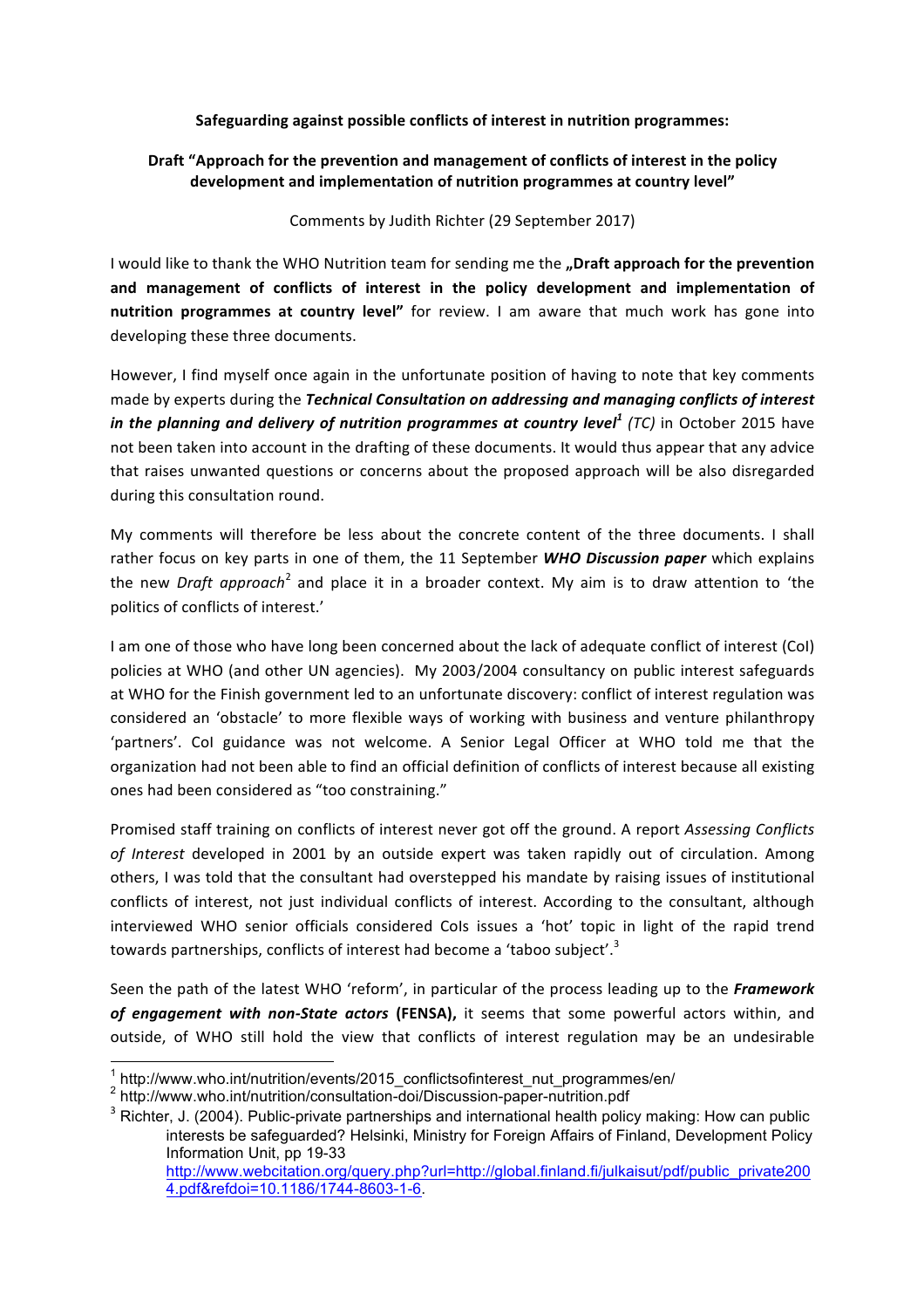**Safeguarding against possible conflicts of interest in nutrition programmes:**

**Draft "Approach for the prevention and management of conflicts of interest in the policy development and implementation of nutrition programmes at country level"**

Comments by Judith Richter (29 September 2017)

I would like to thank the WHO Nutrition team for sending me the **„Draft approach for the prevention and management of conflicts of interest in the policy development and implementation of nutrition programmes at country level"** for review. I am aware that much work has gone into developing these three documents.

However, I find myself once again in the unfortunate position of having to note that key comments made by experts during the ***Technical Consultation on addressing and managing conflicts of interest in the planning and delivery of nutrition programmes at country level***[1] *(TC)* in October 2015 have not been taken into account in the drafting of these documents. It would thus appear that any advice that raises unwanted questions or concerns about the proposed approach will be also disregarded during this consultation round.

My comments will therefore be less about the concrete content of the three documents. I shall rather focus on key parts in one of them, the 11 September ***WHO Discussion paper*** which explains the new *Draft approach*[2] and place it in a broader context. My aim is to draw attention to 'the politics of conflicts of interest.'

I am one of those who have long been concerned about the lack of adequate conflict of interest (CoI) policies at WHO (and other UN agencies). My 2003/2004 consultancy on public interest safeguards at WHO for the Finish government led to an unfortunate discovery: conflict of interest regulation was considered an 'obstacle' to more flexible ways of working with business and venture philanthropy 'partners'. CoI guidance was not welcome. A Senior Legal Officer at WHO told me that the organization had not been able to find an official definition of conflicts of interest because all existing ones had been considered as "too constraining."

Promised staff training on conflicts of interest never got off the ground. A report *Assessing Conflicts of Interest* developed in 2001 by an outside expert was taken rapidly out of circulation. Among others, I was told that the consultant had overstepped his mandate by raising issues of institutional conflicts of interest, not just individual conflicts of interest. According to the consultant, although interviewed WHO senior officials considered CoIs issues a 'hot' topic in light of the rapid trend towards partnerships, conflicts of interest had become a 'taboo subject'.[3]

Seen the path of the latest WHO 'reform', in particular of the process leading up to the ***Framework of engagement with non-State actors*** **(FENSA),** it seems that some powerful actors within, and outside, of WHO still hold the view that conflicts of interest regulation may be an undesirable

---

[1] http://www.who.int/nutrition/events/2015_conflictsofinterest_nut_programmes/en/

[2] http://www.who.int/nutrition/consultation-doi/Discussion-paper-nutrition.pdf

[3] Richter, J. (2004). Public-private partnerships and international health policy making: How can public interests be safeguarded? Helsinki, Ministry for Foreign Affairs of Finland, Development Policy Information Unit, pp 19-33 http://www.webcitation.org/query.php?url=http://global.finland.fi/julkaisut/pdf/public_private2004.pdf&refdoi=10.1186/1744-8603-1-6.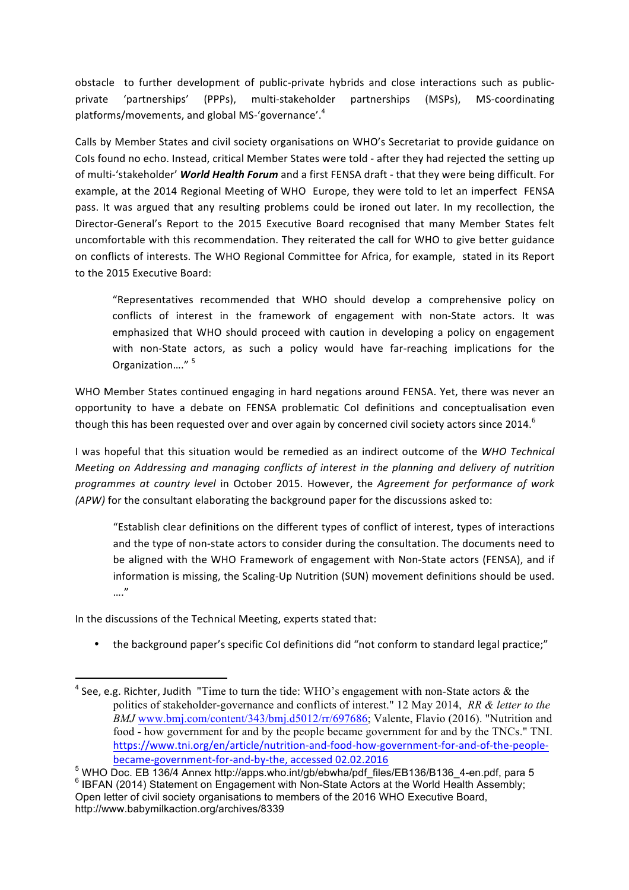obstacle to further development of public-private hybrids and close interactions such as public-private 'partnerships' (PPPs), multi-stakeholder partnerships (MSPs), MS-coordinating platforms/movements, and global MS-'governance'.[4]

Calls by Member States and civil society organisations on WHO's Secretariat to provide guidance on CoIs found no echo. Instead, critical Member States were told - after they had rejected the setting up of multi-'stakeholder' ***World Health Forum*** and a first FENSA draft - that they were being difficult. For example, at the 2014 Regional Meeting of WHO Europe, they were told to let an imperfect FENSA pass. It was argued that any resulting problems could be ironed out later. In my recollection, the Director-General's Report to the 2015 Executive Board recognised that many Member States felt uncomfortable with this recommendation. They reiterated the call for WHO to give better guidance on conflicts of interests. The WHO Regional Committee for Africa, for example, stated in its Report to the 2015 Executive Board:

> "Representatives recommended that WHO should develop a comprehensive policy on conflicts of interest in the framework of engagement with non-State actors. It was emphasized that WHO should proceed with caution in developing a policy on engagement with non-State actors, as such a policy would have far-reaching implications for the Organization…." [5]

WHO Member States continued engaging in hard negations around FENSA. Yet, there was never an opportunity to have a debate on FENSA problematic CoI definitions and conceptualisation even though this has been requested over and over again by concerned civil society actors since 2014.[6]

I was hopeful that this situation would be remedied as an indirect outcome of the *WHO Technical Meeting on Addressing and managing conflicts of interest in the planning and delivery of nutrition programmes at country level* in October 2015. However, the *Agreement for performance of work (APW)* for the consultant elaborating the background paper for the discussions asked to:

> "Establish clear definitions on the different types of conflict of interest, types of interactions and the type of non-state actors to consider during the consultation. The documents need to be aligned with the WHO Framework of engagement with Non-State actors (FENSA), and if information is missing, the Scaling-Up Nutrition (SUN) movement definitions should be used. …."

In the discussions of the Technical Meeting, experts stated that:

- the background paper's specific CoI definitions did "not conform to standard legal practice;"

---

[4] See, e.g. Richter, Judith "Time to turn the tide: WHO's engagement with non-State actors & the politics of stakeholder-governance and conflicts of interest." 12 May 2014, *RR & letter to the BMJ* www.bmj.com/content/343/bmj.d5012/rr/697686; Valente, Flavio (2016). "Nutrition and food - how government for and by the people became government for and by the TNCs." TNI. https://www.tni.org/en/article/nutrition-and-food-how-government-for-and-of-the-people-became-government-for-and-by-the, accessed 02.02.2016

[5] WHO Doc. EB 136/4 Annex http://apps.who.int/gb/ebwha/pdf_files/EB136/B136_4-en.pdf, para 5

[6] IBFAN (2014) Statement on Engagement with Non-State Actors at the World Health Assembly; Open letter of civil society organisations to members of the 2016 WHO Executive Board, http://www.babymilkaction.org/archives/8339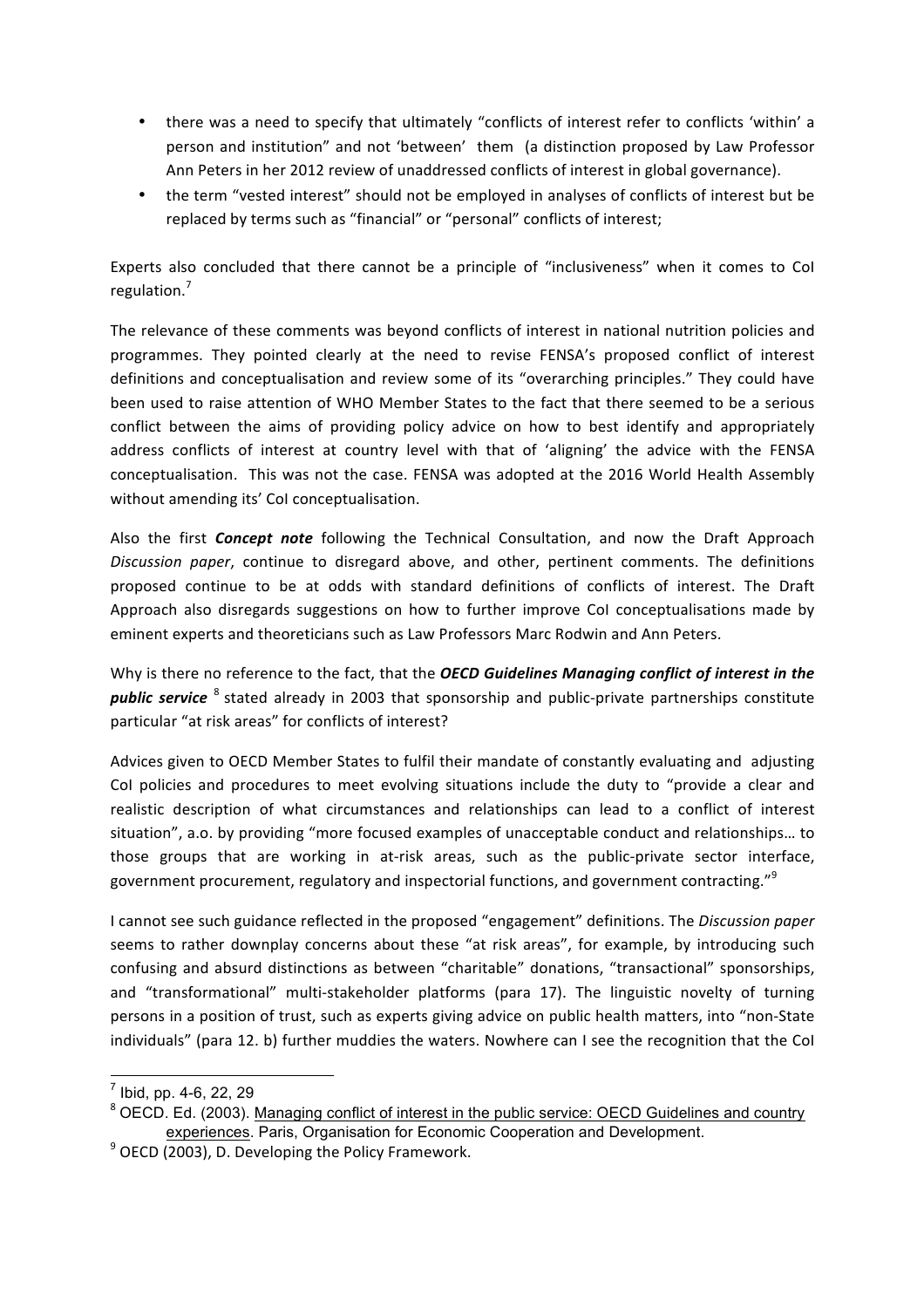- there was a need to specify that ultimately "conflicts of interest refer to conflicts 'within' a person and institution" and not 'between' them (a distinction proposed by Law Professor Ann Peters in her 2012 review of unaddressed conflicts of interest in global governance).
- the term "vested interest" should not be employed in analyses of conflicts of interest but be replaced by terms such as "financial" or "personal" conflicts of interest;

Experts also concluded that there cannot be a principle of "inclusiveness" when it comes to CoI regulation.[7]

The relevance of these comments was beyond conflicts of interest in national nutrition policies and programmes. They pointed clearly at the need to revise FENSA's proposed conflict of interest definitions and conceptualisation and review some of its "overarching principles." They could have been used to raise attention of WHO Member States to the fact that there seemed to be a serious conflict between the aims of providing policy advice on how to best identify and appropriately address conflicts of interest at country level with that of 'aligning' the advice with the FENSA conceptualisation. This was not the case. FENSA was adopted at the 2016 World Health Assembly without amending its' CoI conceptualisation.

Also the first ***Concept note*** following the Technical Consultation, and now the Draft Approach *Discussion paper*, continue to disregard above, and other, pertinent comments. The definitions proposed continue to be at odds with standard definitions of conflicts of interest. The Draft Approach also disregards suggestions on how to further improve CoI conceptualisations made by eminent experts and theoreticians such as Law Professors Marc Rodwin and Ann Peters.

Why is there no reference to the fact, that the ***OECD Guidelines Managing conflict of interest in the public service***[8] stated already in 2003 that sponsorship and public-private partnerships constitute particular "at risk areas" for conflicts of interest?

Advices given to OECD Member States to fulfil their mandate of constantly evaluating and adjusting CoI policies and procedures to meet evolving situations include the duty to "provide a clear and realistic description of what circumstances and relationships can lead to a conflict of interest situation", a.o. by providing "more focused examples of unacceptable conduct and relationships… to those groups that are working in at-risk areas, such as the public-private sector interface, government procurement, regulatory and inspectorial functions, and government contracting."[9]

I cannot see such guidance reflected in the proposed "engagement" definitions. The *Discussion paper* seems to rather downplay concerns about these "at risk areas", for example, by introducing such confusing and absurd distinctions as between "charitable" donations, "transactional" sponsorships, and "transformational" multi-stakeholder platforms (para 17). The linguistic novelty of turning persons in a position of trust, such as experts giving advice on public health matters, into "non-State individuals" (para 12. b) further muddies the waters. Nowhere can I see the recognition that the CoI

---

[7] Ibid, pp. 4-6, 22, 29

[8] OECD. Ed. (2003). Managing conflict of interest in the public service: OECD Guidelines and country experiences. Paris, Organisation for Economic Cooperation and Development.

[9] OECD (2003), D. Developing the Policy Framework.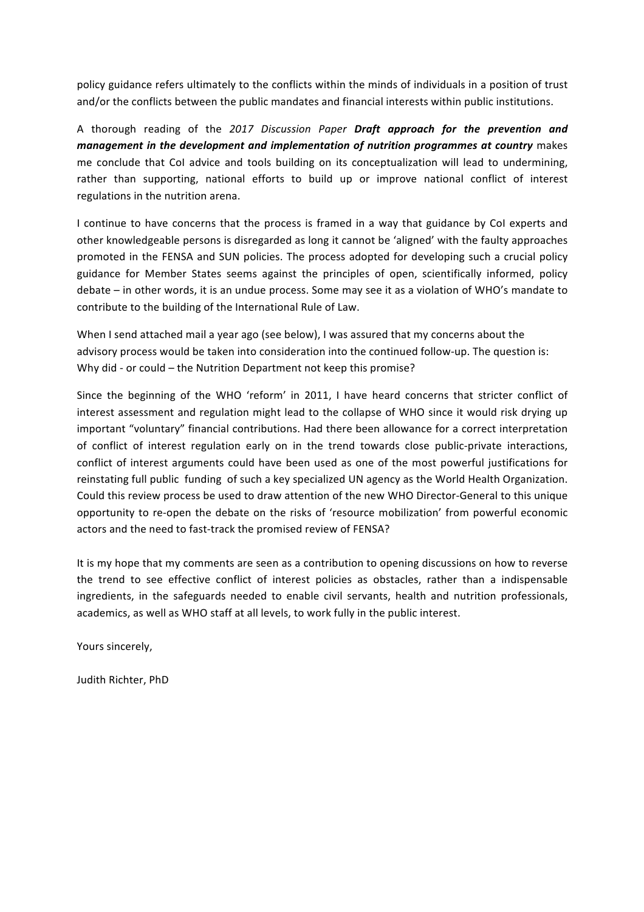policy guidance refers ultimately to the conflicts within the minds of individuals in a position of trust and/or the conflicts between the public mandates and financial interests within public institutions.

A thorough reading of the *2017 Discussion Paper* ***Draft approach for the prevention and management in the development and implementation of nutrition programmes at country*** makes me conclude that CoI advice and tools building on its conceptualization will lead to undermining, rather than supporting, national efforts to build up or improve national conflict of interest regulations in the nutrition arena.

I continue to have concerns that the process is framed in a way that guidance by CoI experts and other knowledgeable persons is disregarded as long it cannot be 'aligned' with the faulty approaches promoted in the FENSA and SUN policies. The process adopted for developing such a crucial policy guidance for Member States seems against the principles of open, scientifically informed, policy debate – in other words, it is an undue process. Some may see it as a violation of WHO's mandate to contribute to the building of the International Rule of Law.

When I send attached mail a year ago (see below), I was assured that my concerns about the advisory process would be taken into consideration into the continued follow-up. The question is: Why did - or could – the Nutrition Department not keep this promise?

Since the beginning of the WHO 'reform' in 2011, I have heard concerns that stricter conflict of interest assessment and regulation might lead to the collapse of WHO since it would risk drying up important "voluntary" financial contributions. Had there been allowance for a correct interpretation of conflict of interest regulation early on in the trend towards close public-private interactions, conflict of interest arguments could have been used as one of the most powerful justifications for reinstating full public funding of such a key specialized UN agency as the World Health Organization. Could this review process be used to draw attention of the new WHO Director-General to this unique opportunity to re-open the debate on the risks of 'resource mobilization' from powerful economic actors and the need to fast-track the promised review of FENSA?

It is my hope that my comments are seen as a contribution to opening discussions on how to reverse the trend to see effective conflict of interest policies as obstacles, rather than a indispensable ingredients, in the safeguards needed to enable civil servants, health and nutrition professionals, academics, as well as WHO staff at all levels, to work fully in the public interest.

Yours sincerely,

Judith Richter, PhD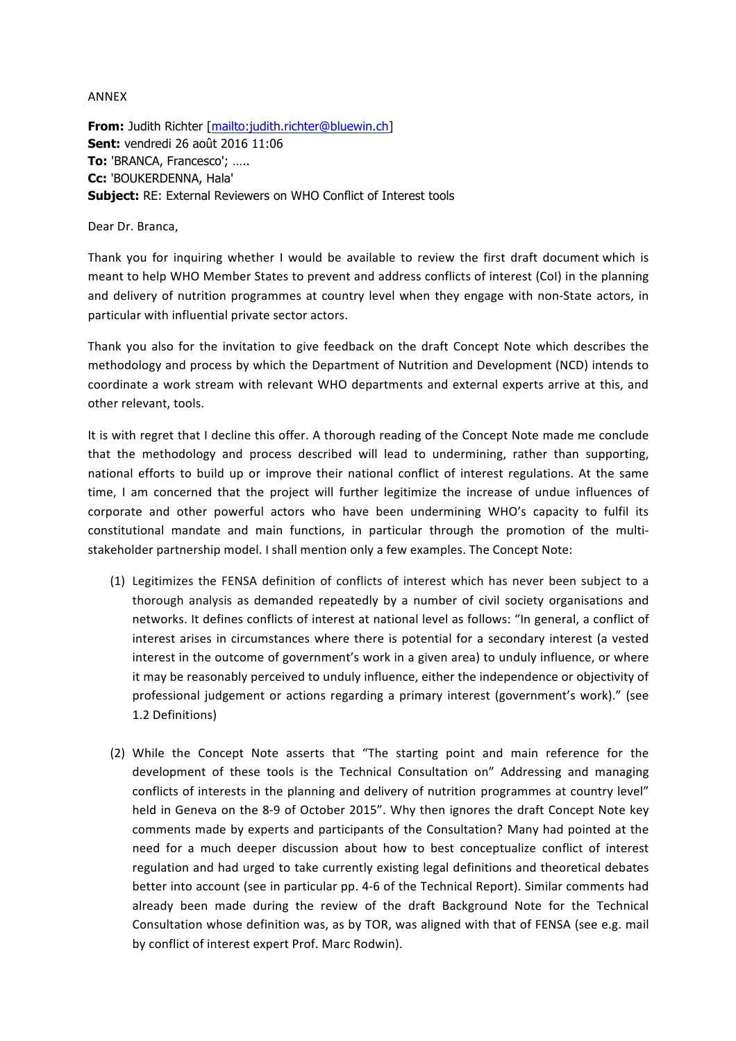ANNEX

**From:** Judith Richter [mailto:judith.richter@bluewin.ch]
**Sent:** vendredi 26 août 2016 11:06
**To:** 'BRANCA, Francesco'; …..
**Cc:** 'BOUKERDENNA, Hala'
**Subject:** RE: External Reviewers on WHO Conflict of Interest tools

Dear Dr. Branca,

Thank you for inquiring whether I would be available to review the first draft document which is meant to help WHO Member States to prevent and address conflicts of interest (CoI) in the planning and delivery of nutrition programmes at country level when they engage with non-State actors, in particular with influential private sector actors.

Thank you also for the invitation to give feedback on the draft Concept Note which describes the methodology and process by which the Department of Nutrition and Development (NCD) intends to coordinate a work stream with relevant WHO departments and external experts arrive at this, and other relevant, tools.

It is with regret that I decline this offer. A thorough reading of the Concept Note made me conclude that the methodology and process described will lead to undermining, rather than supporting, national efforts to build up or improve their national conflict of interest regulations. At the same time, I am concerned that the project will further legitimize the increase of undue influences of corporate and other powerful actors who have been undermining WHO's capacity to fulfil its constitutional mandate and main functions, in particular through the promotion of the multi-stakeholder partnership model. I shall mention only a few examples. The Concept Note:

(1) Legitimizes the FENSA definition of conflicts of interest which has never been subject to a thorough analysis as demanded repeatedly by a number of civil society organisations and networks. It defines conflicts of interest at national level as follows: "In general, a conflict of interest arises in circumstances where there is potential for a secondary interest (a vested interest in the outcome of government's work in a given area) to unduly influence, or where it may be reasonably perceived to unduly influence, either the independence or objectivity of professional judgement or actions regarding a primary interest (government's work)." (see 1.2 Definitions)

(2) While the Concept Note asserts that "The starting point and main reference for the development of these tools is the Technical Consultation on" Addressing and managing conflicts of interests in the planning and delivery of nutrition programmes at country level" held in Geneva on the 8-9 of October 2015". Why then ignores the draft Concept Note key comments made by experts and participants of the Consultation? Many had pointed at the need for a much deeper discussion about how to best conceptualize conflict of interest regulation and had urged to take currently existing legal definitions and theoretical debates better into account (see in particular pp. 4-6 of the Technical Report). Similar comments had already been made during the review of the draft Background Note for the Technical Consultation whose definition was, as by TOR, was aligned with that of FENSA (see e.g. mail by conflict of interest expert Prof. Marc Rodwin).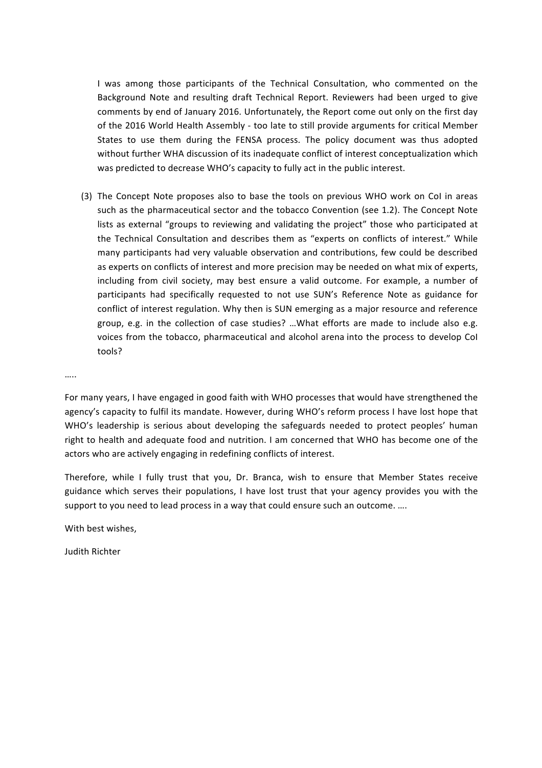I was among those participants of the Technical Consultation, who commented on the Background Note and resulting draft Technical Report. Reviewers had been urged to give comments by end of January 2016. Unfortunately, the Report come out only on the first day of the 2016 World Health Assembly - too late to still provide arguments for critical Member States to use them during the FENSA process. The policy document was thus adopted without further WHA discussion of its inadequate conflict of interest conceptualization which was predicted to decrease WHO's capacity to fully act in the public interest.

(3) The Concept Note proposes also to base the tools on previous WHO work on CoI in areas such as the pharmaceutical sector and the tobacco Convention (see 1.2). The Concept Note lists as external "groups to reviewing and validating the project" those who participated at the Technical Consultation and describes them as "experts on conflicts of interest." While many participants had very valuable observation and contributions, few could be described as experts on conflicts of interest and more precision may be needed on what mix of experts, including from civil society, may best ensure a valid outcome. For example, a number of participants had specifically requested to not use SUN's Reference Note as guidance for conflict of interest regulation. Why then is SUN emerging as a major resource and reference group, e.g. in the collection of case studies? …What efforts are made to include also e.g. voices from the tobacco, pharmaceutical and alcohol arena into the process to develop CoI tools?

…..

For many years, I have engaged in good faith with WHO processes that would have strengthened the agency's capacity to fulfil its mandate. However, during WHO's reform process I have lost hope that WHO's leadership is serious about developing the safeguards needed to protect peoples' human right to health and adequate food and nutrition. I am concerned that WHO has become one of the actors who are actively engaging in redefining conflicts of interest.

Therefore, while I fully trust that you, Dr. Branca, wish to ensure that Member States receive guidance which serves their populations, I have lost trust that your agency provides you with the support to you need to lead process in a way that could ensure such an outcome. ….

With best wishes,

Judith Richter